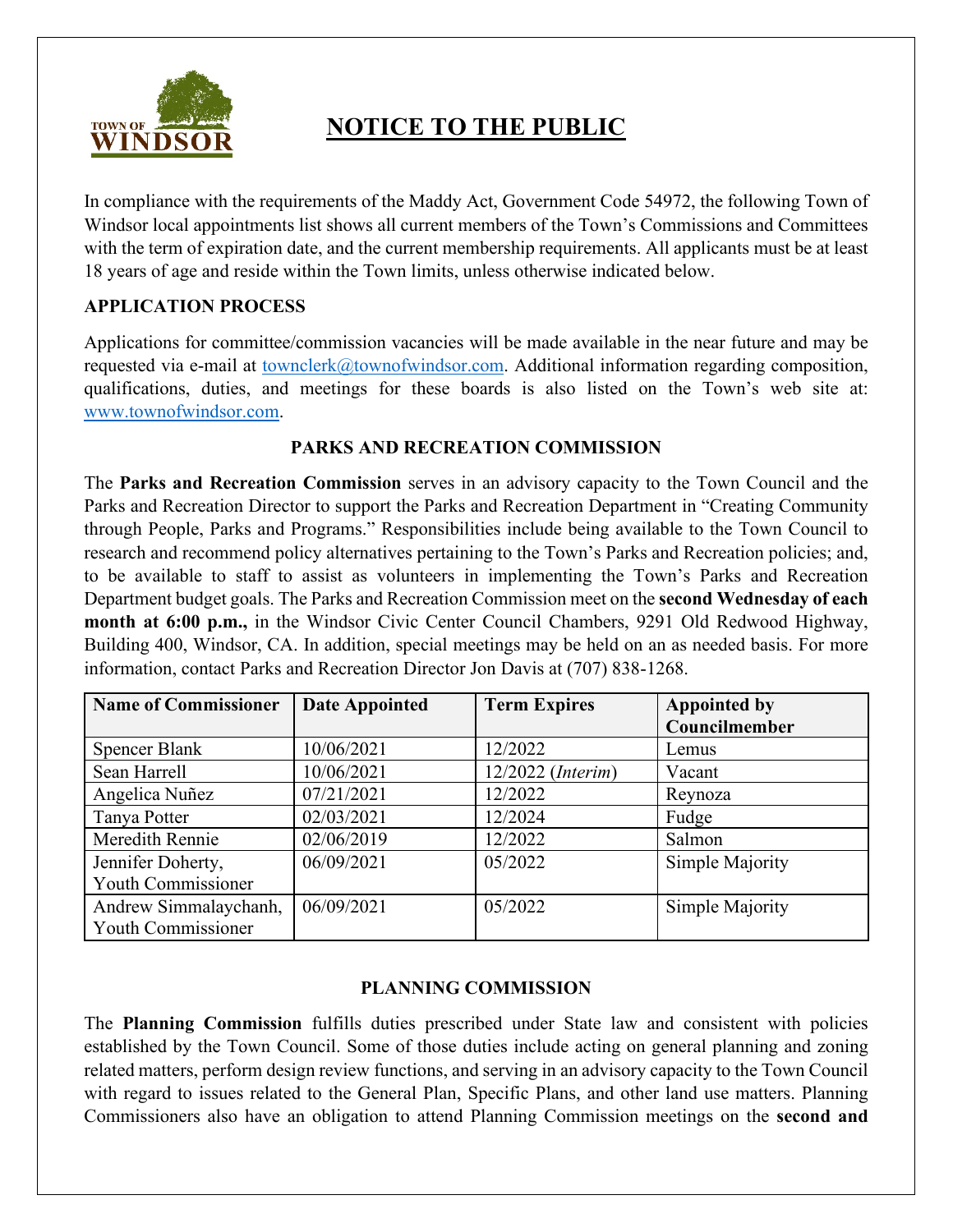# NOTICE TO THE PUBLIC

In compliance with the requirements of the Maddy Act, Government Code 54972, the following Town of Windsor local appointments list shows all current members of the Town's Commissions and Committees with the term of expiration date, and the current membership requirements. All applicants must be at least 18 years of age and reside within the Town limits, unless otherwise indicated below.

## APPLICATION PROCESS

Applications for committee/commission vacancies will be made available in the near future and may be requested via e-mail at townclerk@townofwindsor.com. Additional information regarding composition, qualifications, duties, and meetings for these boards is also listed on the Town's web site at: www.townofwindsor.com.

## PARKS AND RECREATION COMMISSION

The **Parks and Recreation Commission** serves in an advisory capacity to the Town Council and the Parks and Recreation Director to support the Parks and Recreation Department in "Creating Community through People, Parks and Programs." Responsibilities include being available to the Town Council to research and recommend policy alternatives pertaining to the Town's Parks and Recreation policies; and, to be available to staff to assist as volunteers in implementing the Town's Parks and Recreation Department budget goals. The Parks and Recreation Commission meet on the **second Wednesday of each month at 6:00 p.m.,** in the Windsor Civic Center Council Chambers, 9291 Old Redwood Highway, Building 400, Windsor, CA. In addition, special meetings may be held on an as needed basis. For more information, contact Parks and Recreation Director Jon Davis at (707) 838-1268.

| Name of Commissioner | Date Appointed | Term Expires | Appointed by Councilmember |
|---|---|---|---|
| Spencer Blank | 10/06/2021 | 12/2022 | Lemus |
| Sean Harrell | 10/06/2021 | 12/2022 (*Interim*) | Vacant |
| Angelica Nuñez | 07/21/2021 | 12/2022 | Reynoza |
| Tanya Potter | 02/03/2021 | 12/2024 | Fudge |
| Meredith Rennie | 02/06/2019 | 12/2022 | Salmon |
| Jennifer Doherty, Youth Commissioner | 06/09/2021 | 05/2022 | Simple Majority |
| Andrew Simmalaychanh, Youth Commissioner | 06/09/2021 | 05/2022 | Simple Majority |

## PLANNING COMMISSION

The **Planning Commission** fulfills duties prescribed under State law and consistent with policies established by the Town Council. Some of those duties include acting on general planning and zoning related matters, perform design review functions, and serving in an advisory capacity to the Town Council with regard to issues related to the General Plan, Specific Plans, and other land use matters. Planning Commissioners also have an obligation to attend Planning Commission meetings on the **second and**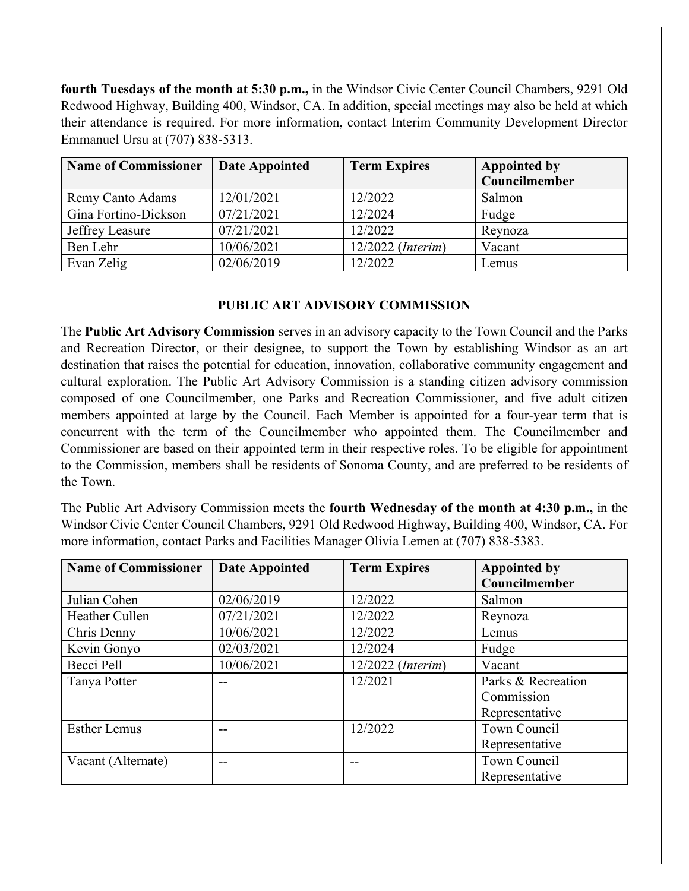**fourth Tuesdays of the month at 5:30 p.m.,** in the Windsor Civic Center Council Chambers, 9291 Old Redwood Highway, Building 400, Windsor, CA. In addition, special meetings may also be held at which their attendance is required. For more information, contact Interim Community Development Director Emmanuel Ursu at (707) 838-5313.

| Name of Commissioner | Date Appointed | Term Expires | Appointed by Councilmember |
|---|---|---|---|
| Remy Canto Adams | 12/01/2021 | 12/2022 | Salmon |
| Gina Fortino-Dickson | 07/21/2021 | 12/2024 | Fudge |
| Jeffrey Leasure | 07/21/2021 | 12/2022 | Reynoza |
| Ben Lehr | 10/06/2021 | 12/2022 (*Interim*) | Vacant |
| Evan Zelig | 02/06/2019 | 12/2022 | Lemus |

## PUBLIC ART ADVISORY COMMISSION

The **Public Art Advisory Commission** serves in an advisory capacity to the Town Council and the Parks and Recreation Director, or their designee, to support the Town by establishing Windsor as an art destination that raises the potential for education, innovation, collaborative community engagement and cultural exploration. The Public Art Advisory Commission is a standing citizen advisory commission composed of one Councilmember, one Parks and Recreation Commissioner, and five adult citizen members appointed at large by the Council. Each Member is appointed for a four-year term that is concurrent with the term of the Councilmember who appointed them. The Councilmember and Commissioner are based on their appointed term in their respective roles. To be eligible for appointment to the Commission, members shall be residents of Sonoma County, and are preferred to be residents of the Town.

The Public Art Advisory Commission meets the **fourth Wednesday of the month at 4:30 p.m.,** in the Windsor Civic Center Council Chambers, 9291 Old Redwood Highway, Building 400, Windsor, CA. For more information, contact Parks and Facilities Manager Olivia Lemen at (707) 838-5383.

| Name of Commissioner | Date Appointed | Term Expires | Appointed by Councilmember |
|---|---|---|---|
| Julian Cohen | 02/06/2019 | 12/2022 | Salmon |
| Heather Cullen | 07/21/2021 | 12/2022 | Reynoza |
| Chris Denny | 10/06/2021 | 12/2022 | Lemus |
| Kevin Gonyo | 02/03/2021 | 12/2024 | Fudge |
| Becci Pell | 10/06/2021 | 12/2022 (*Interim*) | Vacant |
| Tanya Potter | -- | 12/2021 | Parks & Recreation Commission Representative |
| Esther Lemus | -- | 12/2022 | Town Council Representative |
| Vacant (Alternate) | -- | -- | Town Council Representative |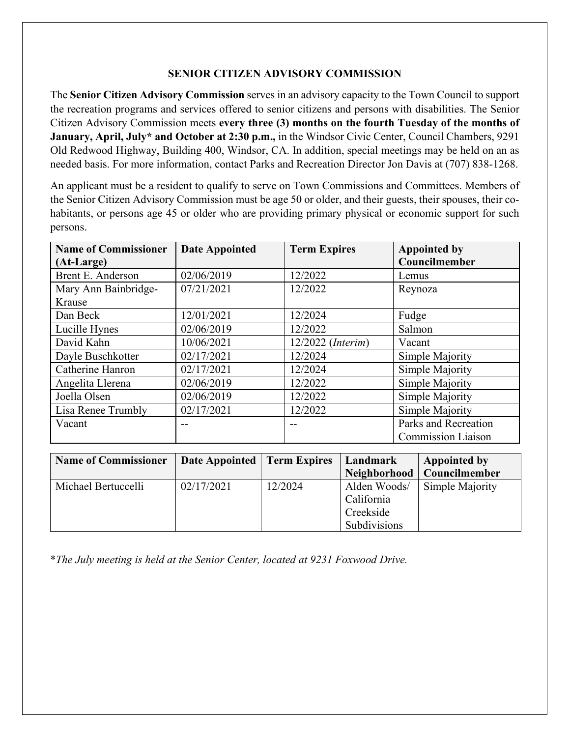# SENIOR CITIZEN ADVISORY COMMISSION

The **Senior Citizen Advisory Commission** serves in an advisory capacity to the Town Council to support the recreation programs and services offered to senior citizens and persons with disabilities. The Senior Citizen Advisory Commission meets **every three (3) months on the fourth Tuesday of the months of January, April, July* and October at 2:30 p.m.,** in the Windsor Civic Center, Council Chambers, 9291 Old Redwood Highway, Building 400, Windsor, CA. In addition, special meetings may be held on an as needed basis. For more information, contact Parks and Recreation Director Jon Davis at (707) 838-1268.

An applicant must be a resident to qualify to serve on Town Commissions and Committees. Members of the Senior Citizen Advisory Commission must be age 50 or older, and their guests, their spouses, their co-habitants, or persons age 45 or older who are providing primary physical or economic support for such persons.

| Name of Commissioner (At-Large) | Date Appointed | Term Expires | Appointed by Councilmember |
|---|---|---|---|
| Brent E. Anderson | 02/06/2019 | 12/2022 | Lemus |
| Mary Ann Bainbridge-Krause | 07/21/2021 | 12/2022 | Reynoza |
| Dan Beck | 12/01/2021 | 12/2024 | Fudge |
| Lucille Hynes | 02/06/2019 | 12/2022 | Salmon |
| David Kahn | 10/06/2021 | 12/2022 (*Interim*) | Vacant |
| Dayle Buschkotter | 02/17/2021 | 12/2024 | Simple Majority |
| Catherine Hanron | 02/17/2021 | 12/2024 | Simple Majority |
| Angelita Llerena | 02/06/2019 | 12/2022 | Simple Majority |
| Joella Olsen | 02/06/2019 | 12/2022 | Simple Majority |
| Lisa Renee Trumbly | 02/17/2021 | 12/2022 | Simple Majority |
| Vacant | -- | -- | Parks and Recreation Commission Liaison |

| Name of Commissioner | Date Appointed | Term Expires | Landmark Neighborhood | Appointed by Councilmember |
|---|---|---|---|---|
| Michael Bertuccelli | 02/17/2021 | 12/2024 | Alden Woods/ California Creekside Subdivisions | Simple Majority |

**The July meeting is held at the Senior Center, located at 9231 Foxwood Drive.*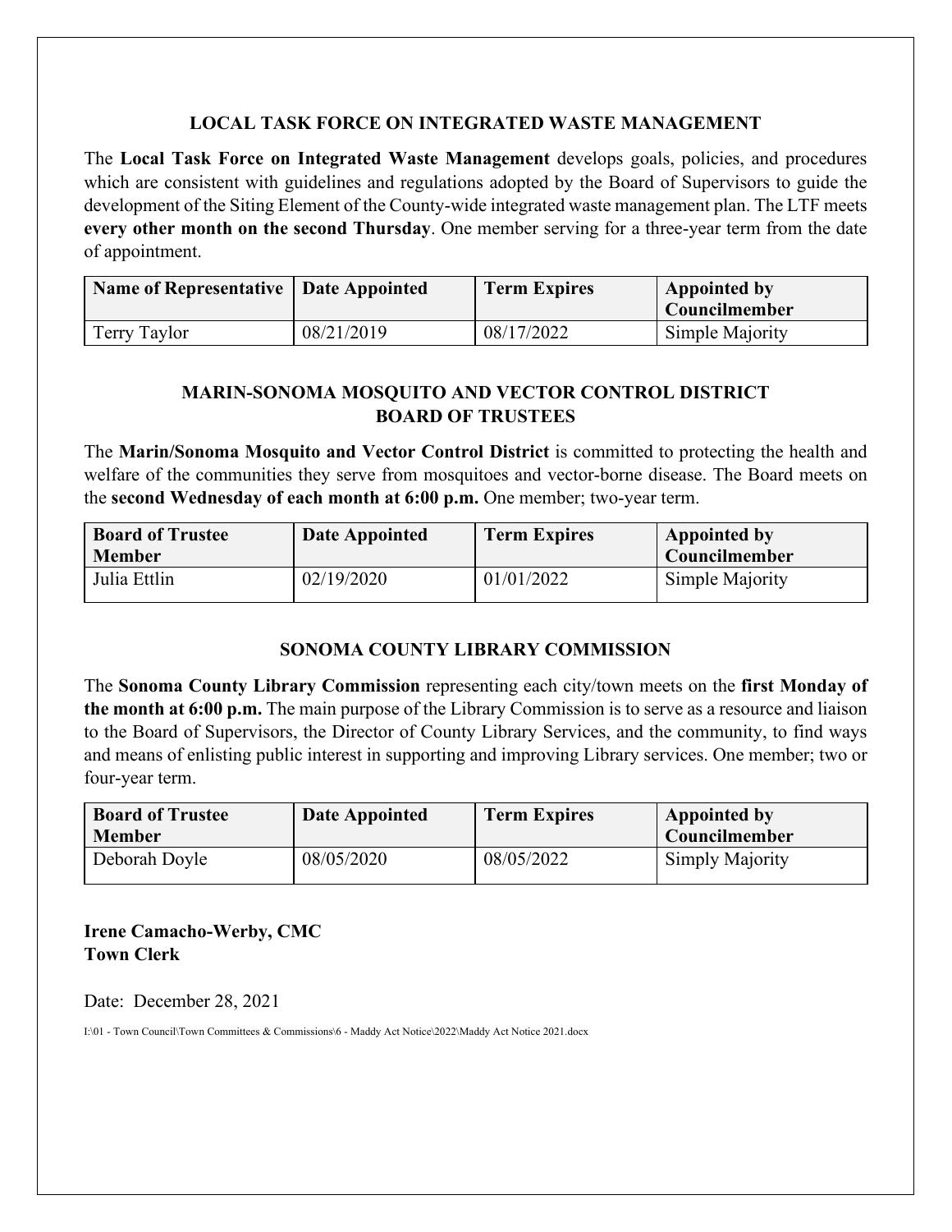## LOCAL TASK FORCE ON INTEGRATED WASTE MANAGEMENT

The **Local Task Force on Integrated Waste Management** develops goals, policies, and procedures which are consistent with guidelines and regulations adopted by the Board of Supervisors to guide the development of the Siting Element of the County-wide integrated waste management plan. The LTF meets **every other month on the second Thursday**. One member serving for a three-year term from the date of appointment.

| Name of Representative | Date Appointed | Term Expires | Appointed by Councilmember |
|---|---|---|---|
| Terry Taylor | 08/21/2019 | 08/17/2022 | Simple Majority |

## MARIN-SONOMA MOSQUITO AND VECTOR CONTROL DISTRICT BOARD OF TRUSTEES

The **Marin/Sonoma Mosquito and Vector Control District** is committed to protecting the health and welfare of the communities they serve from mosquitoes and vector-borne disease. The Board meets on the **second Wednesday of each month at 6:00 p.m.** One member; two-year term.

| Board of Trustee Member | Date Appointed | Term Expires | Appointed by Councilmember |
|---|---|---|---|
| Julia Ettlin | 02/19/2020 | 01/01/2022 | Simple Majority |

## SONOMA COUNTY LIBRARY COMMISSION

The **Sonoma County Library Commission** representing each city/town meets on the **first Monday of the month at 6:00 p.m.** The main purpose of the Library Commission is to serve as a resource and liaison to the Board of Supervisors, the Director of County Library Services, and the community, to find ways and means of enlisting public interest in supporting and improving Library services. One member; two or four-year term.

| Board of Trustee Member | Date Appointed | Term Expires | Appointed by Councilmember |
|---|---|---|---|
| Deborah Doyle | 08/05/2020 | 08/05/2022 | Simply Majority |

**Irene Camacho-Werby, CMC**
**Town Clerk**

Date: December 28, 2021

I:\01 - Town Council\Town Committees & Commissions\6 - Maddy Act Notice\2022\Maddy Act Notice 2021.docx